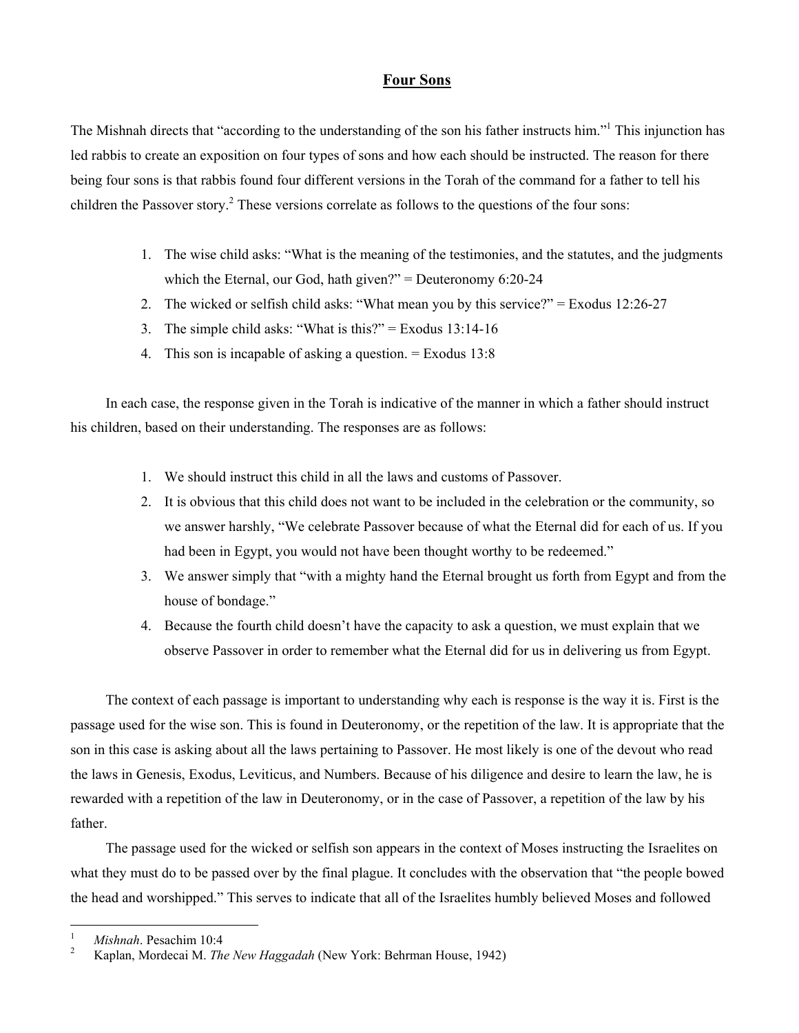## Four Sons

The Mishnah directs that "according to the understanding of the son his father instructs him."[1] This injunction has led rabbis to create an exposition on four types of sons and how each should be instructed. The reason for there being four sons is that rabbis found four different versions in the Torah of the command for a father to tell his children the Passover story.[2] These versions correlate as follows to the questions of the four sons:

1. The wise child asks: "What is the meaning of the testimonies, and the statutes, and the judgments which the Eternal, our God, hath given?" = Deuteronomy 6:20-24
2. The wicked or selfish child asks: "What mean you by this service?" = Exodus 12:26-27
3. The simple child asks: "What is this?" = Exodus 13:14-16
4. This son is incapable of asking a question. = Exodus 13:8

In each case, the response given in the Torah is indicative of the manner in which a father should instruct his children, based on their understanding. The responses are as follows:

1. We should instruct this child in all the laws and customs of Passover.
2. It is obvious that this child does not want to be included in the celebration or the community, so we answer harshly, "We celebrate Passover because of what the Eternal did for each of us. If you had been in Egypt, you would not have been thought worthy to be redeemed."
3. We answer simply that "with a mighty hand the Eternal brought us forth from Egypt and from the house of bondage."
4. Because the fourth child doesn't have the capacity to ask a question, we must explain that we observe Passover in order to remember what the Eternal did for us in delivering us from Egypt.

The context of each passage is important to understanding why each is response is the way it is. First is the passage used for the wise son. This is found in Deuteronomy, or the repetition of the law. It is appropriate that the son in this case is asking about all the laws pertaining to Passover. He most likely is one of the devout who read the laws in Genesis, Exodus, Leviticus, and Numbers. Because of his diligence and desire to learn the law, he is rewarded with a repetition of the law in Deuteronomy, or in the case of Passover, a repetition of the law by his father.

The passage used for the wicked or selfish son appears in the context of Moses instructing the Israelites on what they must do to be passed over by the final plague. It concludes with the observation that "the people bowed the head and worshipped." This serves to indicate that all of the Israelites humbly believed Moses and followed

---

[1] *Mishnah*. Pesachim 10:4

[2] Kaplan, Mordecai M. *The New Haggadah* (New York: Behrman House, 1942)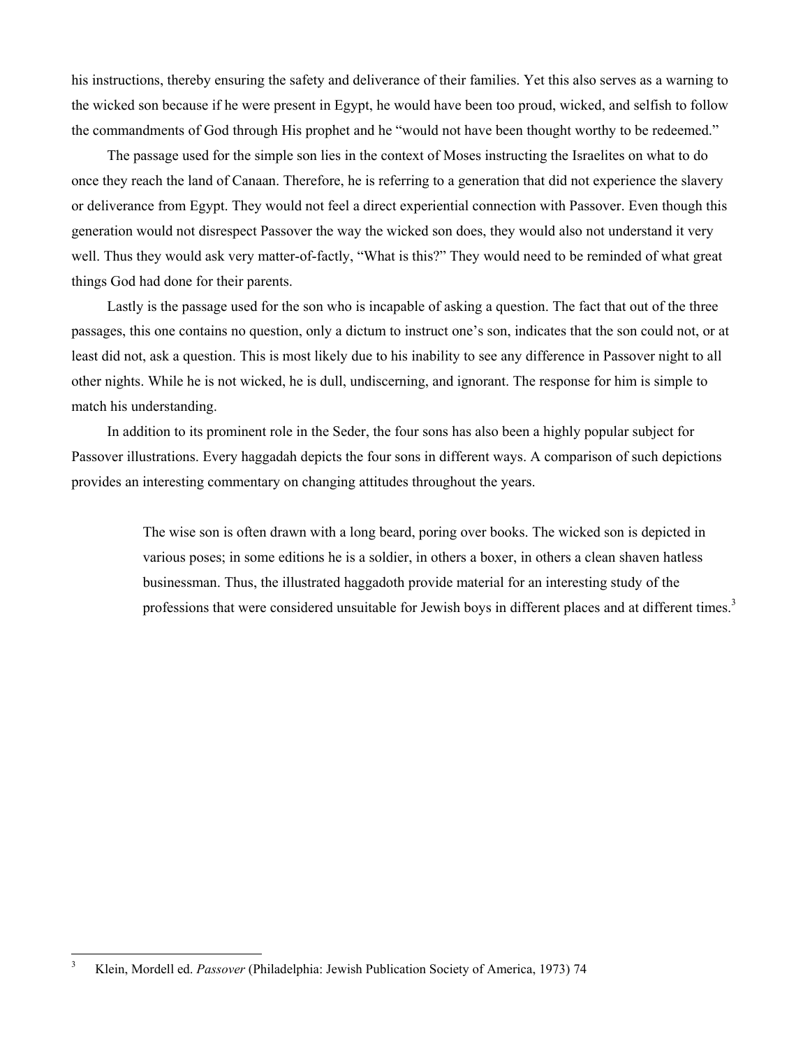his instructions, thereby ensuring the safety and deliverance of their families. Yet this also serves as a warning to the wicked son because if he were present in Egypt, he would have been too proud, wicked, and selfish to follow the commandments of God through His prophet and he "would not have been thought worthy to be redeemed."

The passage used for the simple son lies in the context of Moses instructing the Israelites on what to do once they reach the land of Canaan. Therefore, he is referring to a generation that did not experience the slavery or deliverance from Egypt. They would not feel a direct experiential connection with Passover. Even though this generation would not disrespect Passover the way the wicked son does, they would also not understand it very well. Thus they would ask very matter-of-factly, "What is this?" They would need to be reminded of what great things God had done for their parents.

Lastly is the passage used for the son who is incapable of asking a question. The fact that out of the three passages, this one contains no question, only a dictum to instruct one's son, indicates that the son could not, or at least did not, ask a question. This is most likely due to his inability to see any difference in Passover night to all other nights. While he is not wicked, he is dull, undiscerning, and ignorant. The response for him is simple to match his understanding.

In addition to its prominent role in the Seder, the four sons has also been a highly popular subject for Passover illustrations. Every haggadah depicts the four sons in different ways. A comparison of such depictions provides an interesting commentary on changing attitudes throughout the years.

> The wise son is often drawn with a long beard, poring over books. The wicked son is depicted in various poses; in some editions he is a soldier, in others a boxer, in others a clean shaven hatless businessman. Thus, the illustrated haggadoth provide material for an interesting study of the professions that were considered unsuitable for Jewish boys in different places and at different times.[3]

---

[3] Klein, Mordell ed. *Passover* (Philadelphia: Jewish Publication Society of America, 1973) 74